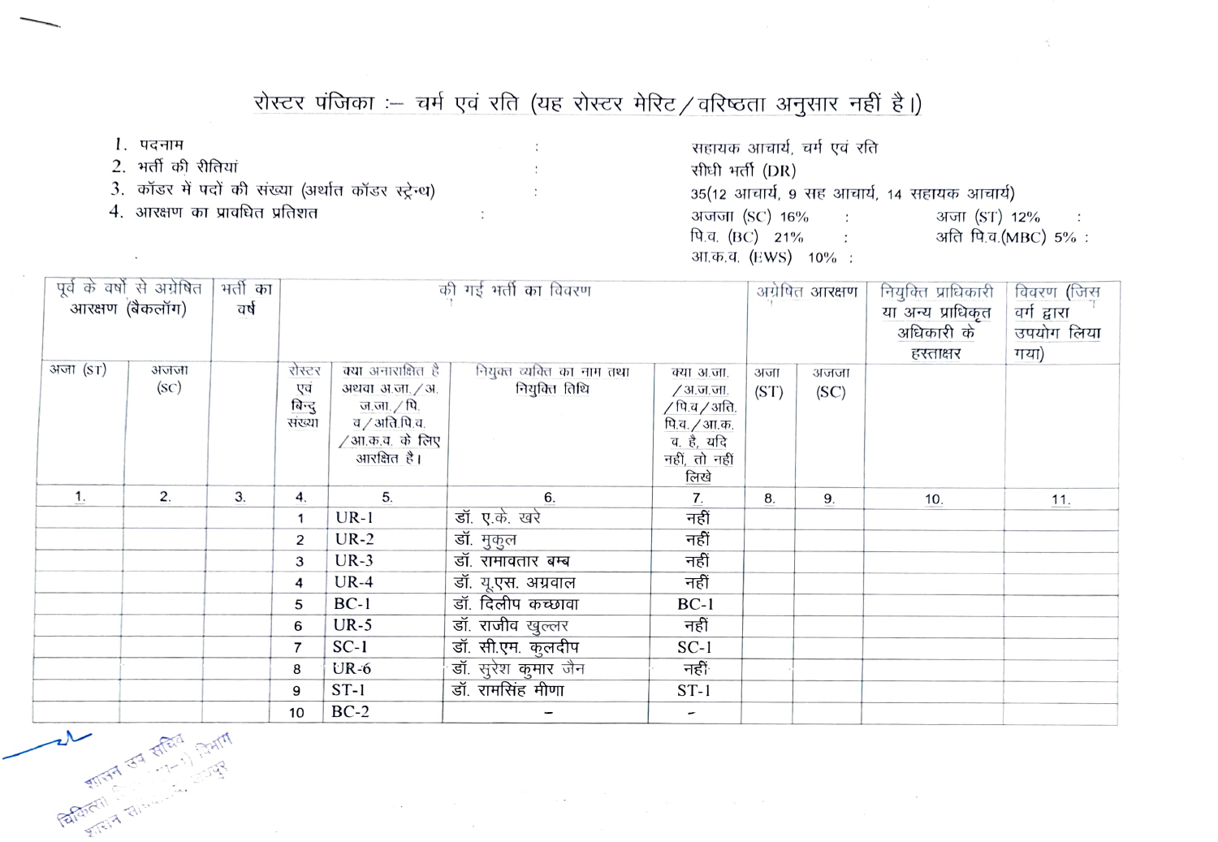# रोस्टर पंजिका :– चर्म एवं रति (यह रोस्टर मेरिट / वरिष्ठता अनुसार नहीं है।)

1. पदनाम : सहायक आचार्य, चर्म एवं रति
2. भर्ती की रीतियां : सीधी भर्ती (DR)
3. कॉडर में पदों की संख्या (अर्थात कॉडर स्ट्रेन्थ) : 35(12 आचार्य, 9 सह आचार्य, 14 सहायक आचार्य)
4. आरक्षण का प्रावधित प्रतिशत : अजजा (SC) 16% : अजा (ST) 12% : पि.व. (BC) 21% : अति पि.व.(MBC) 5% : आ.क.व. (EWS) 10% :

| पूर्व के वर्षों से अग्रेषित आरक्षण (बैकलॉग) | | भर्ती का वर्ष | की गई भर्ती का विवरण | | | | अग्रेषित आरक्षण | | नियुक्ति प्राधिकारी या अन्य प्राधिकृत अधिकारी के हस्ताक्षर | विवरण (जिस वर्ग द्वारा उपयोग लिया गया) |
|---|---|---|---|---|---|---|---|---|---|---|
| अजा (ST) | अजजा (SC) | | रोस्टर एवं बिन्दु संख्या | क्या अनारक्षित है अथवा अ.जा./अ.ज.जा./पि.व/अति.पि.व./आ.क.व. के लिए आरक्षित है। | नियुक्त व्यक्ति का नाम तथा नियुक्ति तिथि | क्या अ.जा./अ.ज.जा./पि.व/अति. पि.व./आ.क.व. है, यदि नहीं, तो नहीं लिखे | अजा (ST) | अजजा (SC) | | |
| 1. | 2. | 3. | 4. | 5. | 6. | 7. | 8. | 9. | 10. | 11. |
| | | | 1 | UR-1 | डॉ. ए.के. खरे | नहीं | | | | |
| | | | 2 | UR-2 | डॉ. मुकुल | नहीं | | | | |
| | | | 3 | UR-3 | डॉ. रामावतार बम्ब | नहीं | | | | |
| | | | 4 | UR-4 | डॉ. यू.एस. अग्रवाल | नहीं | | | | |
| | | | 5 | BC-1 | डॉ. दिलीप कच्छावा | BC-1 | | | | |
| | | | 6 | UR-5 | डॉ. राजीव खुल्लर | नहीं | | | | |
| | | | 7 | SC-1 | डॉ. सी.एम. कुलदीप | SC-1 | | | | |
| | | | 8 | UR-6 | डॉ. सुरेश कुमार जैन | नहीं | | | | |
| | | | 9 | ST-1 | डॉ. रामसिंह मीणा | ST-1 | | | | |
| | | | 10 | BC-2 | – | – | | | | |

शासन उप सचिव
चिकित्सा शिक्षा (ग्रुप-1) विभाग
शासन सचिवालय, जयपुर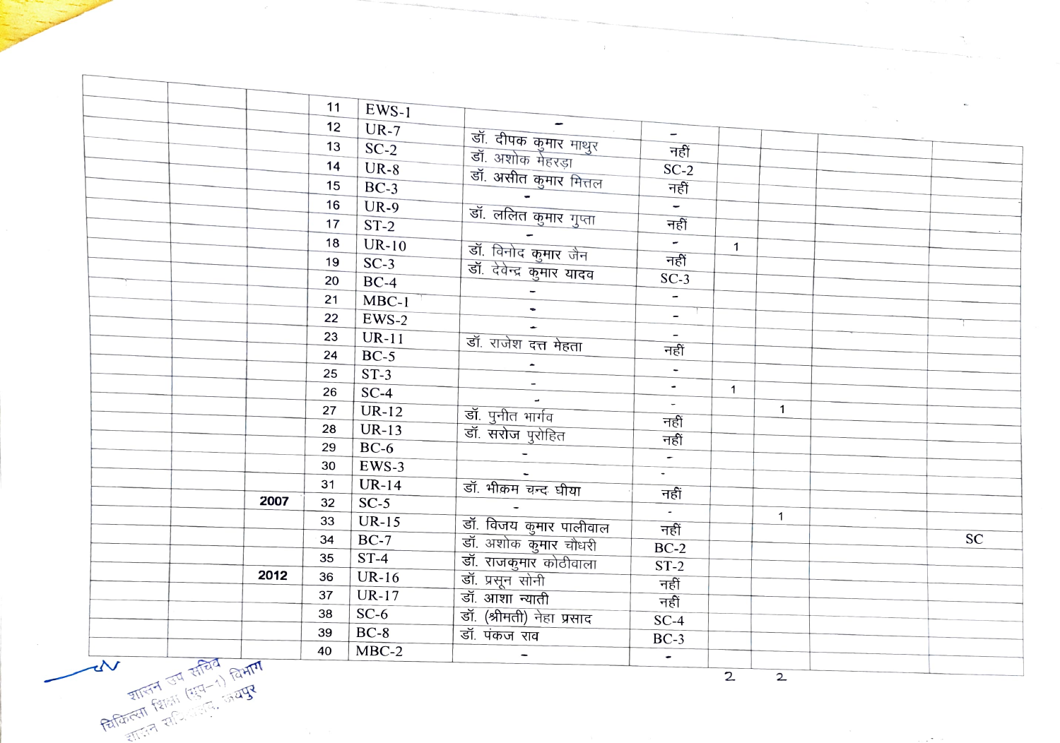| | | | | | | | | | | |
|---|---|---|---|---|---|---|---|---|---|---|
| | | | 11 | EWS-1 | - | - | | | | |
| | | | 12 | UR-7 | डॉ. दीपक कुमार माथुर | नहीं | | | | |
| | | | 13 | SC-2 | डॉ. अशोक मेहरड़ा | SC-2 | | | | |
| | | | 14 | UR-8 | डॉ. असीत कुमार मित्तल | नहीं | | | | |
| | | | 15 | BC-3 | - | - | | | | |
| | | | 16 | UR-9 | डॉ. ललित कुमार गुप्ता | नहीं | | | | |
| | | | 17 | ST-2 | - | - | 1 | | | |
| | | | 18 | UR-10 | डॉ. विनोद कुमार जैन | नहीं | | | | |
| | | | 19 | SC-3 | डॉ. देवेन्द्र कुमार यादव | SC-3 | | | | |
| | | | 20 | BC-4 | - | - | | | | |
| | | | 21 | MBC-1 | - | - | | | | |
| | | | 22 | EWS-2 | - | - | | | | |
| | | | 23 | UR-11 | डॉ. राजेश दत्त मेहता | नहीं | | | | |
| | | | 24 | BC-5 | - | - | | | | |
| | | | 25 | ST-3 | - | - | 1 | | | |
| | | | 26 | SC-4 | - | - | | 1 | | |
| | | | 27 | UR-12 | डॉ. पुनीत भार्गव | नही | | | | |
| | | | 28 | UR-13 | डॉ. सरोज पुरोहित | नही | | | | |
| | | | 29 | BC-6 | - | - | | | | |
| | | | 30 | EWS-3 | - | - | | | | |
| | | | 31 | UR-14 | डॉ. भीकम चन्द घीया | नहीं | | | | |
| | | 2007 | 32 | SC-5 | - | - | | 1 | | |
| | | | 33 | UR-15 | डॉ. विजय कुमार पालीवाल | नही | | | | SC |
| | | | 34 | BC-7 | डॉ. अशोक कुमार चौधरी | BC-2 | | | | |
| | | | 35 | ST-4 | डॉ. राजकुमार कोठीवाला | ST-2 | | | | |
| | | 2012 | 36 | UR-16 | डॉ. प्रसून सोनी | नहीं | | | | |
| | | | 37 | UR-17 | डॉ. आशा न्याती | नहीं | | | | |
| | | | 38 | SC-6 | डॉ. (श्रीमती) नेहा प्रसाद | SC-4 | | | | |
| | | | 39 | BC-8 | डॉ. पंकज राव | BC-3 | | | | |
| | | | 40 | MBC-2 | - | - | | | | |
| | | | | | | | 2 | 2 | | |

शासन उप सचिव
चिकित्सा शिक्षा (ग्रुप-1) विभाग
शासन सचिवालय, जयपुर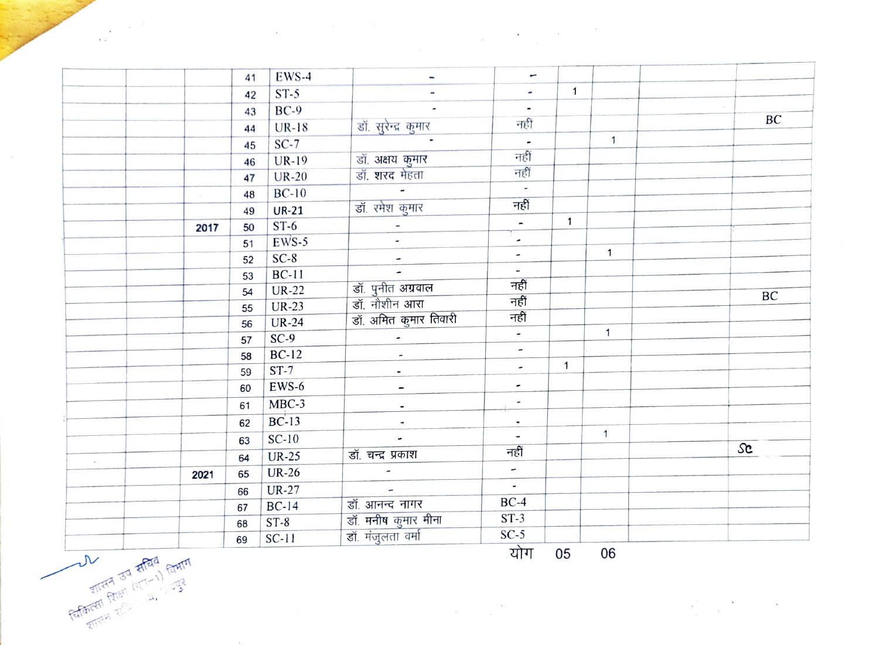| | | | | | | | | | | |
|---|---|---|---|---|---|---|---|---|---|---|
| | | | 41 | EWS-4 | - | - | | | | |
| | | | 42 | ST-5 | - | - | 1 | | | |
| | | | 43 | BC-9 | - | - | | | | |
| | | | 44 | UR-18 | डॉ. सुरेन्द्र कुमार | नहीं | | | | BC |
| | | | 45 | SC-7 | - | - | | 1 | | |
| | | | 46 | UR-19 | डॉ. अक्षय कुमार | नहीं | | | | |
| | | | 47 | UR-20 | डॉ. शरद मेहता | नहीं | | | | |
| | | | 48 | BC-10 | - | - | | | | |
| | | | 49 | UR-21 | डॉ. रमेश कुमार | नहीं | | | | |
| | | 2017 | 50 | ST-6 | - | - | 1 | | | |
| | | | 51 | EWS-5 | - | - | | | | |
| | | | 52 | SC-8 | - | - | | 1 | | |
| | | | 53 | BC-11 | - | - | | | | |
| | | | 54 | UR-22 | डॉ. पुनीत अग्रवाल | नहीं | | | | BC |
| | | | 55 | UR-23 | डॉ. नौशीन आरा | नहीं | | | | |
| | | | 56 | UR-24 | डॉ. अमित कुमार तिवारी | नहीं | | | | |
| | | | 57 | SC-9 | - | - | | 1 | | |
| | | | 58 | BC-12 | - | - | | | | |
| | | | 59 | ST-7 | - | - | 1 | | | |
| | | | 60 | EWS-6 | - | - | | | | |
| | | | 61 | MBC-3 | - | - | | | | |
| | | | 62 | BC-13 | - | - | | | | |
| | | | 63 | SC-10 | - | - | | 1 | | |
| | | | 64 | UR-25 | डॉ. चन्द्र प्रकाश | नहीं | | | | SC |
| | | 2021 | 65 | UR-26 | - | - | | | | |
| | | | 66 | UR-27 | - | - | | | | |
| | | | 67 | BC-14 | डॉ. आनन्द नागर | BC-4 | | | | |
| | | | 68 | ST-8 | डॉ. मनीष कुमार मीना | ST-3 | | | | |
| | | | 69 | SC-11 | डॉ. मंजुलता वर्मा | SC-5 | | | | |
| | | | | | | योग | 05 | 06 | | |

शासन उप सचिव
चिकित्सा शिक्षा (ग्रुप-1) विभाग
शासन सचिवालय, जयपुर